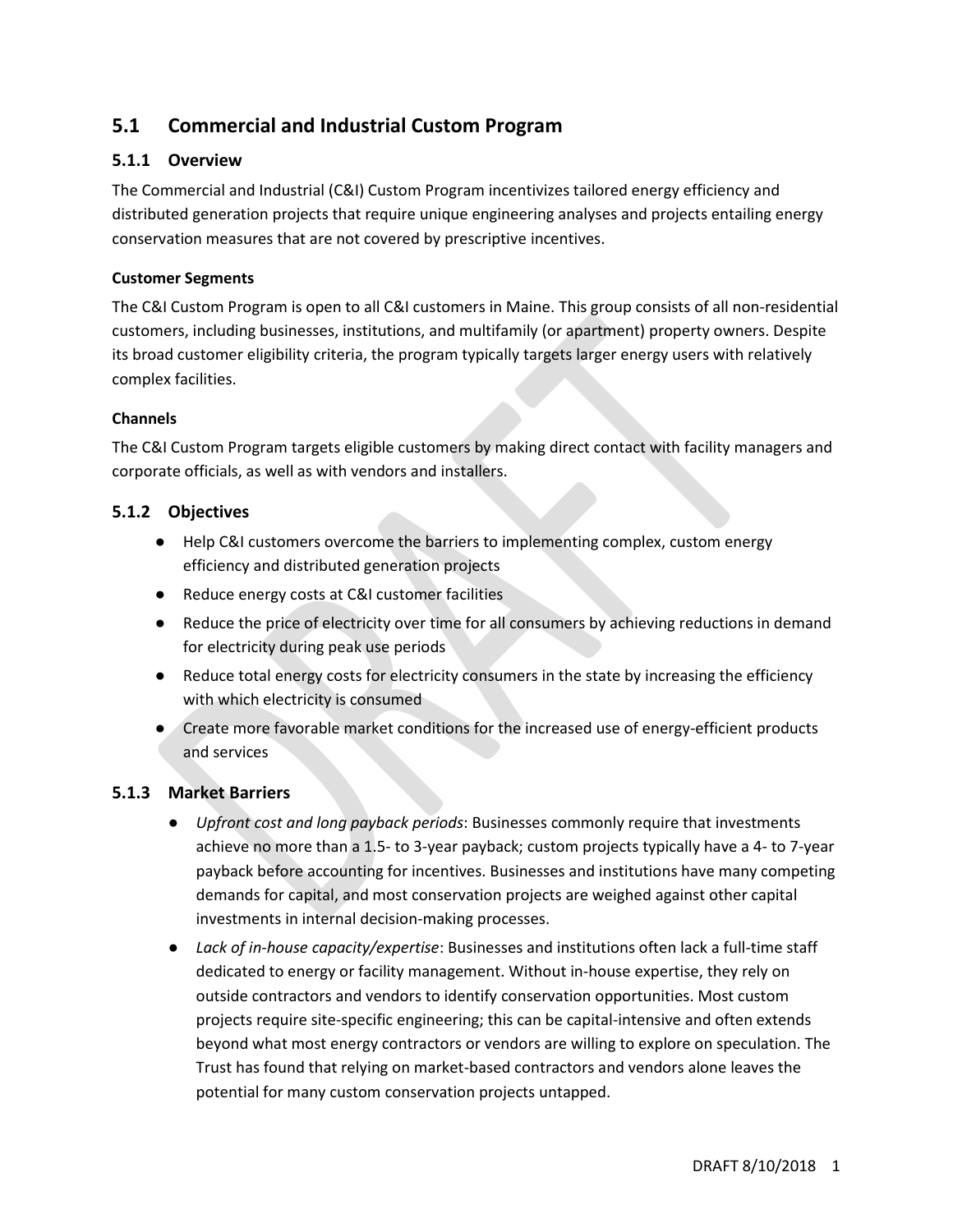## 5.1 Commercial and Industrial Custom Program

### 5.1.1 Overview

The Commercial and Industrial (C&I) Custom Program incentivizes tailored energy efficiency and distributed generation projects that require unique engineering analyses and projects entailing energy conservation measures that are not covered by prescriptive incentives.

#### Customer Segments

The C&I Custom Program is open to all C&I customers in Maine. This group consists of all non-residential customers, including businesses, institutions, and multifamily (or apartment) property owners. Despite its broad customer eligibility criteria, the program typically targets larger energy users with relatively complex facilities.

#### Channels

The C&I Custom Program targets eligible customers by making direct contact with facility managers and corporate officials, as well as with vendors and installers.

### 5.1.2 Objectives

- Help C&I customers overcome the barriers to implementing complex, custom energy efficiency and distributed generation projects
- Reduce energy costs at C&I customer facilities
- Reduce the price of electricity over time for all consumers by achieving reductions in demand for electricity during peak use periods
- Reduce total energy costs for electricity consumers in the state by increasing the efficiency with which electricity is consumed
- Create more favorable market conditions for the increased use of energy-efficient products and services

### 5.1.3 Market Barriers

- *Upfront cost and long payback periods*: Businesses commonly require that investments achieve no more than a 1.5- to 3-year payback; custom projects typically have a 4- to 7-year payback before accounting for incentives. Businesses and institutions have many competing demands for capital, and most conservation projects are weighed against other capital investments in internal decision-making processes.
- *Lack of in-house capacity/expertise*: Businesses and institutions often lack a full-time staff dedicated to energy or facility management. Without in-house expertise, they rely on outside contractors and vendors to identify conservation opportunities. Most custom projects require site-specific engineering; this can be capital-intensive and often extends beyond what most energy contractors or vendors are willing to explore on speculation. The Trust has found that relying on market-based contractors and vendors alone leaves the potential for many custom conservation projects untapped.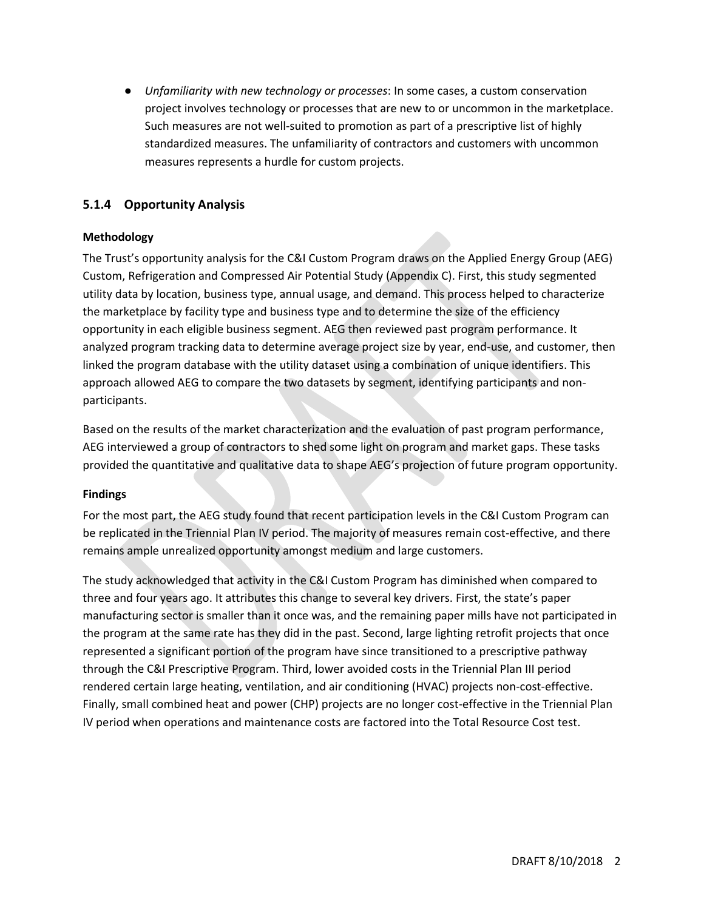- *Unfamiliarity with new technology or processes*: In some cases, a custom conservation project involves technology or processes that are new to or uncommon in the marketplace. Such measures are not well-suited to promotion as part of a prescriptive list of highly standardized measures. The unfamiliarity of contractors and customers with uncommon measures represents a hurdle for custom projects.

### 5.1.4 Opportunity Analysis

**Methodology**

The Trust's opportunity analysis for the C&I Custom Program draws on the Applied Energy Group (AEG) Custom, Refrigeration and Compressed Air Potential Study (Appendix C). First, this study segmented utility data by location, business type, annual usage, and demand. This process helped to characterize the marketplace by facility type and business type and to determine the size of the efficiency opportunity in each eligible business segment. AEG then reviewed past program performance. It analyzed program tracking data to determine average project size by year, end-use, and customer, then linked the program database with the utility dataset using a combination of unique identifiers. This approach allowed AEG to compare the two datasets by segment, identifying participants and non-participants.

Based on the results of the market characterization and the evaluation of past program performance, AEG interviewed a group of contractors to shed some light on program and market gaps. These tasks provided the quantitative and qualitative data to shape AEG's projection of future program opportunity.

**Findings**

For the most part, the AEG study found that recent participation levels in the C&I Custom Program can be replicated in the Triennial Plan IV period. The majority of measures remain cost-effective, and there remains ample unrealized opportunity amongst medium and large customers.

The study acknowledged that activity in the C&I Custom Program has diminished when compared to three and four years ago. It attributes this change to several key drivers. First, the state's paper manufacturing sector is smaller than it once was, and the remaining paper mills have not participated in the program at the same rate has they did in the past. Second, large lighting retrofit projects that once represented a significant portion of the program have since transitioned to a prescriptive pathway through the C&I Prescriptive Program. Third, lower avoided costs in the Triennial Plan III period rendered certain large heating, ventilation, and air conditioning (HVAC) projects non-cost-effective. Finally, small combined heat and power (CHP) projects are no longer cost-effective in the Triennial Plan IV period when operations and maintenance costs are factored into the Total Resource Cost test.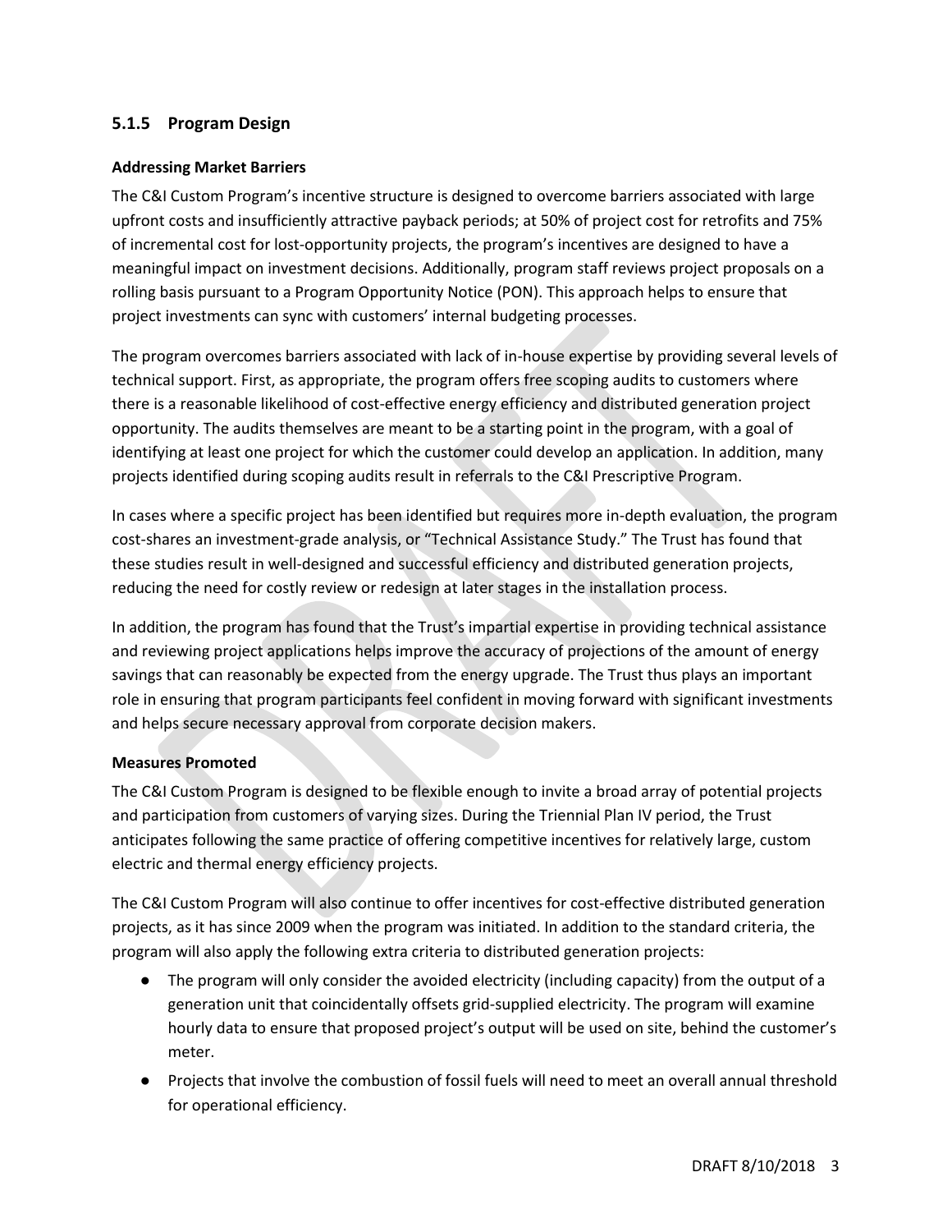### 5.1.5 Program Design

**Addressing Market Barriers**

The C&I Custom Program's incentive structure is designed to overcome barriers associated with large upfront costs and insufficiently attractive payback periods; at 50% of project cost for retrofits and 75% of incremental cost for lost-opportunity projects, the program's incentives are designed to have a meaningful impact on investment decisions. Additionally, program staff reviews project proposals on a rolling basis pursuant to a Program Opportunity Notice (PON). This approach helps to ensure that project investments can sync with customers' internal budgeting processes.

The program overcomes barriers associated with lack of in-house expertise by providing several levels of technical support. First, as appropriate, the program offers free scoping audits to customers where there is a reasonable likelihood of cost-effective energy efficiency and distributed generation project opportunity. The audits themselves are meant to be a starting point in the program, with a goal of identifying at least one project for which the customer could develop an application. In addition, many projects identified during scoping audits result in referrals to the C&I Prescriptive Program.

In cases where a specific project has been identified but requires more in-depth evaluation, the program cost-shares an investment-grade analysis, or "Technical Assistance Study." The Trust has found that these studies result in well-designed and successful efficiency and distributed generation projects, reducing the need for costly review or redesign at later stages in the installation process.

In addition, the program has found that the Trust's impartial expertise in providing technical assistance and reviewing project applications helps improve the accuracy of projections of the amount of energy savings that can reasonably be expected from the energy upgrade. The Trust thus plays an important role in ensuring that program participants feel confident in moving forward with significant investments and helps secure necessary approval from corporate decision makers.

**Measures Promoted**

The C&I Custom Program is designed to be flexible enough to invite a broad array of potential projects and participation from customers of varying sizes. During the Triennial Plan IV period, the Trust anticipates following the same practice of offering competitive incentives for relatively large, custom electric and thermal energy efficiency projects.

The C&I Custom Program will also continue to offer incentives for cost-effective distributed generation projects, as it has since 2009 when the program was initiated. In addition to the standard criteria, the program will also apply the following extra criteria to distributed generation projects:

- The program will only consider the avoided electricity (including capacity) from the output of a generation unit that coincidentally offsets grid-supplied electricity. The program will examine hourly data to ensure that proposed project's output will be used on site, behind the customer's meter.
- Projects that involve the combustion of fossil fuels will need to meet an overall annual threshold for operational efficiency.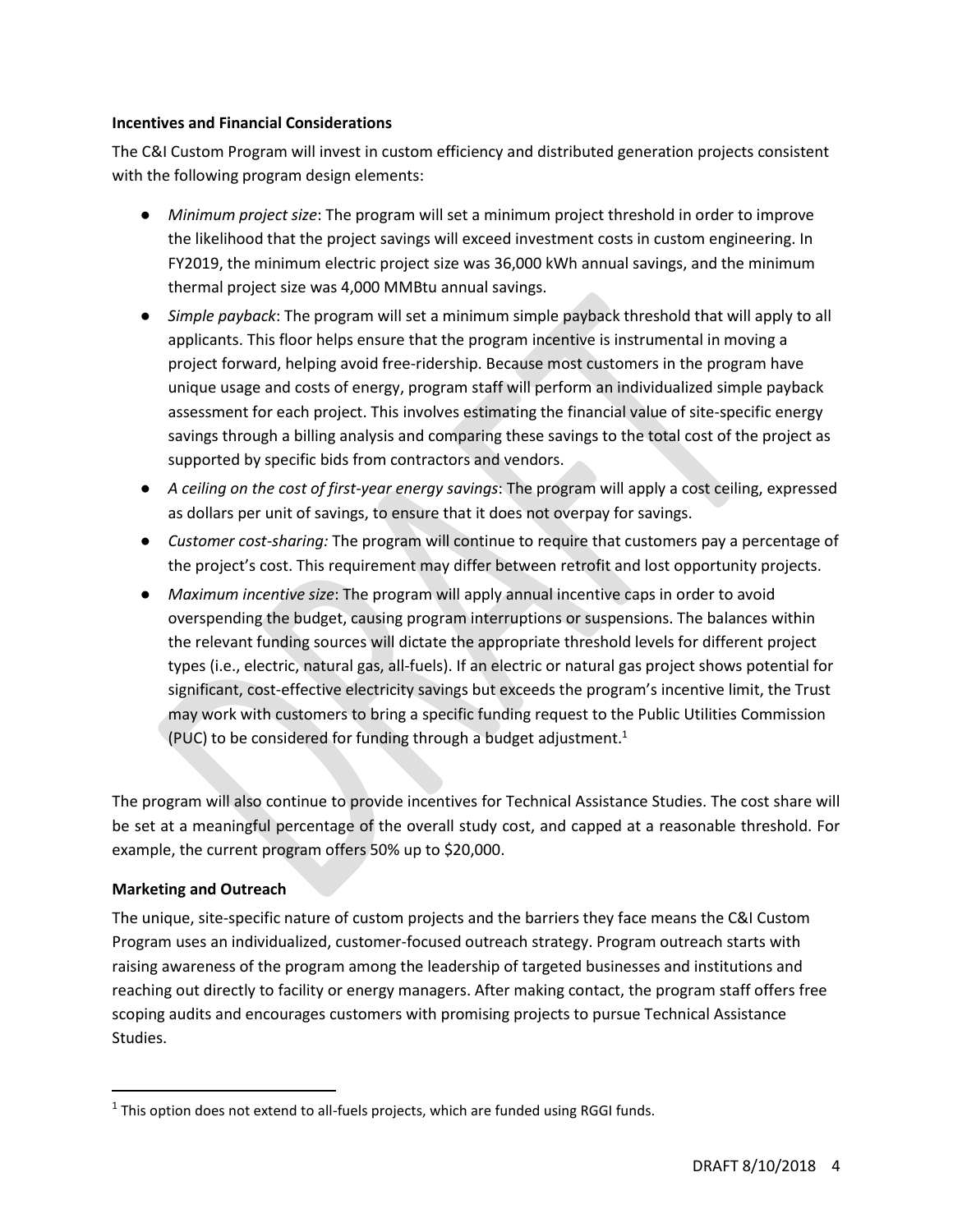**Incentives and Financial Considerations**

The C&I Custom Program will invest in custom efficiency and distributed generation projects consistent with the following program design elements:

- *Minimum project size*: The program will set a minimum project threshold in order to improve the likelihood that the project savings will exceed investment costs in custom engineering. In FY2019, the minimum electric project size was 36,000 kWh annual savings, and the minimum thermal project size was 4,000 MMBtu annual savings.
- *Simple payback*: The program will set a minimum simple payback threshold that will apply to all applicants. This floor helps ensure that the program incentive is instrumental in moving a project forward, helping avoid free-ridership. Because most customers in the program have unique usage and costs of energy, program staff will perform an individualized simple payback assessment for each project. This involves estimating the financial value of site-specific energy savings through a billing analysis and comparing these savings to the total cost of the project as supported by specific bids from contractors and vendors.
- *A ceiling on the cost of first-year energy savings*: The program will apply a cost ceiling, expressed as dollars per unit of savings, to ensure that it does not overpay for savings.
- *Customer cost-sharing:* The program will continue to require that customers pay a percentage of the project's cost. This requirement may differ between retrofit and lost opportunity projects.
- *Maximum incentive size*: The program will apply annual incentive caps in order to avoid overspending the budget, causing program interruptions or suspensions. The balances within the relevant funding sources will dictate the appropriate threshold levels for different project types (i.e., electric, natural gas, all-fuels). If an electric or natural gas project shows potential for significant, cost-effective electricity savings but exceeds the program's incentive limit, the Trust may work with customers to bring a specific funding request to the Public Utilities Commission (PUC) to be considered for funding through a budget adjustment.[1]

The program will also continue to provide incentives for Technical Assistance Studies. The cost share will be set at a meaningful percentage of the overall study cost, and capped at a reasonable threshold. For example, the current program offers 50% up to $20,000.

**Marketing and Outreach**

The unique, site-specific nature of custom projects and the barriers they face means the C&I Custom Program uses an individualized, customer-focused outreach strategy. Program outreach starts with raising awareness of the program among the leadership of targeted businesses and institutions and reaching out directly to facility or energy managers. After making contact, the program staff offers free scoping audits and encourages customers with promising projects to pursue Technical Assistance Studies.

[1] This option does not extend to all-fuels projects, which are funded using RGGI funds.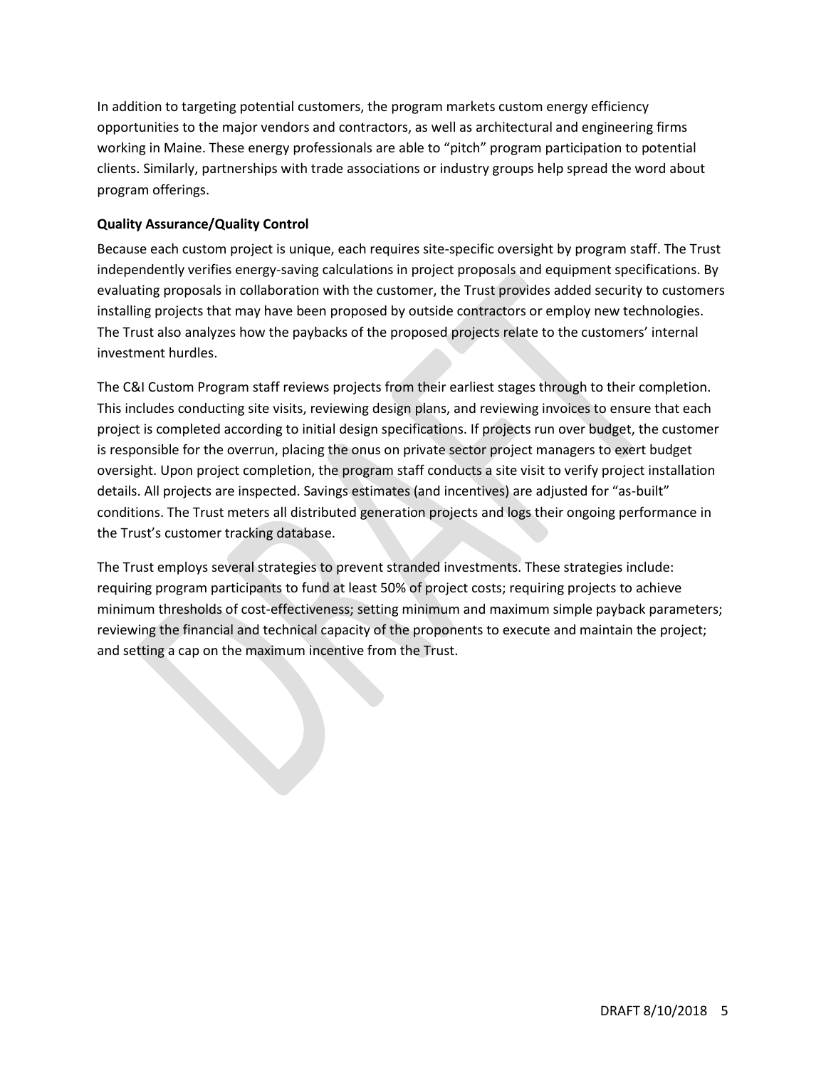In addition to targeting potential customers, the program markets custom energy efficiency opportunities to the major vendors and contractors, as well as architectural and engineering firms working in Maine. These energy professionals are able to "pitch" program participation to potential clients. Similarly, partnerships with trade associations or industry groups help spread the word about program offerings.

**Quality Assurance/Quality Control**

Because each custom project is unique, each requires site-specific oversight by program staff. The Trust independently verifies energy-saving calculations in project proposals and equipment specifications. By evaluating proposals in collaboration with the customer, the Trust provides added security to customers installing projects that may have been proposed by outside contractors or employ new technologies. The Trust also analyzes how the paybacks of the proposed projects relate to the customers' internal investment hurdles.

The C&I Custom Program staff reviews projects from their earliest stages through to their completion. This includes conducting site visits, reviewing design plans, and reviewing invoices to ensure that each project is completed according to initial design specifications. If projects run over budget, the customer is responsible for the overrun, placing the onus on private sector project managers to exert budget oversight. Upon project completion, the program staff conducts a site visit to verify project installation details. All projects are inspected. Savings estimates (and incentives) are adjusted for "as-built" conditions. The Trust meters all distributed generation projects and logs their ongoing performance in the Trust's customer tracking database.

The Trust employs several strategies to prevent stranded investments. These strategies include: requiring program participants to fund at least 50% of project costs; requiring projects to achieve minimum thresholds of cost-effectiveness; setting minimum and maximum simple payback parameters; reviewing the financial and technical capacity of the proponents to execute and maintain the project; and setting a cap on the maximum incentive from the Trust.